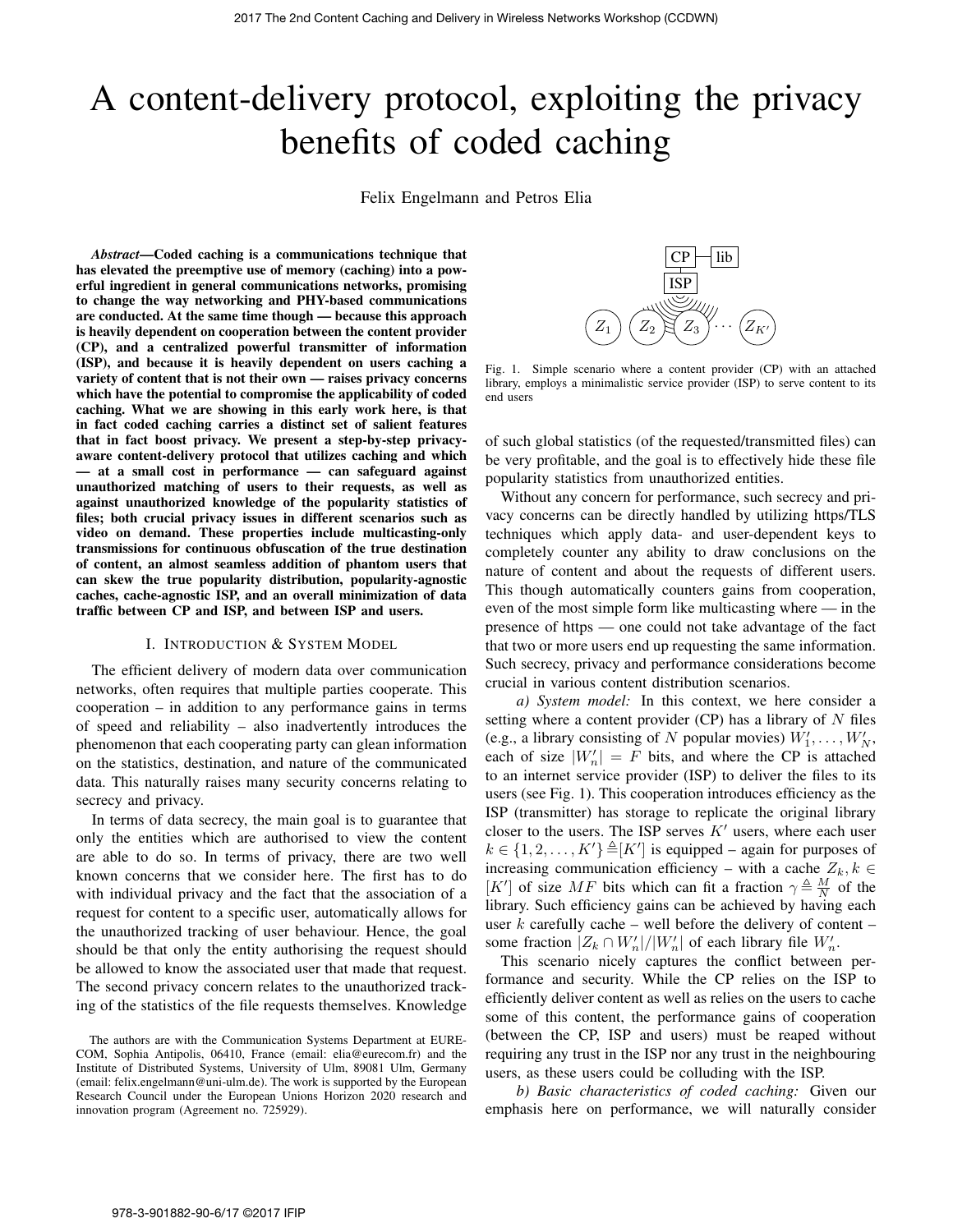# A content-delivery protocol, exploiting the privacy benefits of coded caching

Felix Engelmann and Petros Elia

***Abstract*—Coded caching is a communications technique that has elevated the preemptive use of memory (caching) into a powerful ingredient in general communications networks, promising to change the way networking and PHY-based communications are conducted. At the same time though — because this approach is heavily dependent on cooperation between the content provider (CP), and a centralized powerful transmitter of information (ISP), and because it is heavily dependent on users caching a variety of content that is not their own — raises privacy concerns which have the potential to compromise the applicability of coded caching. What we are showing in this early work here, is that in fact coded caching carries a distinct set of salient features that in fact boost privacy. We present a step-by-step privacy-aware content-delivery protocol that utilizes caching and which — at a small cost in performance — can safeguard against unauthorized matching of users to their requests, as well as against unauthorized knowledge of the popularity statistics of files; both crucial privacy issues in different scenarios such as video on demand. These properties include multicasting-only transmissions for continuous obfuscation of the true destination of content, an almost seamless addition of phantom users that can skew the true popularity distribution, popularity-agnostic caches, cache-agnostic ISP, and an overall minimization of data traffic between CP and ISP, and between ISP and users.**

## I. Introduction & System Model

The efficient delivery of modern data over communication networks, often requires that multiple parties cooperate. This cooperation – in addition to any performance gains in terms of speed and reliability – also inadvertently introduces the phenomenon that each cooperating party can glean information on the statistics, destination, and nature of the communicated data. This naturally raises many security concerns relating to secrecy and privacy.

In terms of data secrecy, the main goal is to guarantee that only the entities which are authorised to view the content are able to do so. In terms of privacy, there are two well known concerns that we consider here. The first has to do with individual privacy and the fact that the association of a request for content to a specific user, automatically allows for the unauthorized tracking of user behaviour. Hence, the goal should be that only the entity authorising the request should be allowed to know the associated user that made that request. The second privacy concern relates to the unauthorized tracking of the statistics of the file requests themselves. Knowledge of such global statistics (of the requested/transmitted files) can be very profitable, and the goal is to effectively hide these file popularity statistics from unauthorized entities.

Without any concern for performance, such secrecy and privacy concerns can be directly handled by utilizing https/TLS techniques which apply data- and user-dependent keys to completely counter any ability to draw conclusions on the nature of content and about the requests of different users. This though automatically counters gains from cooperation, even of the most simple form like multicasting where — in the presence of https — one could not take advantage of the fact that two or more users end up requesting the same information. Such secrecy, privacy and performance considerations become crucial in various content distribution scenarios.

Fig. 1. Simple scenario where a content provider (CP) with an attached library, employs a minimalistic service provider (ISP) to serve content to its end users

*a) System model:* In this context, we here consider a setting where a content provider (CP) has a library of $N$ files (e.g., a library consisting of $N$ popular movies) $W'_1, \ldots, W'_N$, each of size $|W'_n| = F$ bits, and where the CP is attached to an internet service provider (ISP) to deliver the files to its users (see Fig. 1). This cooperation introduces efficiency as the ISP (transmitter) has storage to replicate the original library closer to the users. The ISP serves $K'$ users, where each user $k \in \{1, 2, \ldots, K'\} \triangleq [K']$ is equipped – again for purposes of increasing communication efficiency – with a cache $Z_k, k \in [K']$ of size $MF$ bits which can fit a fraction $\gamma \triangleq \frac{M}{N}$ of the library. Such efficiency gains can be achieved by having each user $k$ carefully cache – well before the delivery of content – some fraction $|Z_k \cap W'_n|/|W'_n|$ of each library file $W'_n$.

This scenario nicely captures the conflict between performance and security. While the CP relies on the ISP to efficiently deliver content as well as relies on the users to cache some of this content, the performance gains of cooperation (between the CP, ISP and users) must be reaped without requiring any trust in the ISP nor any trust in the neighbouring users, as these users could be colluding with the ISP.

*b) Basic characteristics of coded caching:* Given our emphasis here on performance, we will naturally consider

The authors are with the Communication Systems Department at EURECOM, Sophia Antipolis, 06410, France (email: elia@eurecom.fr) and the Institute of Distributed Systems, University of Ulm, 89081 Ulm, Germany (email: felix.engelmann@uni-ulm.de). The work is supported by the European Research Council under the European Unions Horizon 2020 research and innovation program (Agreement no. 725929).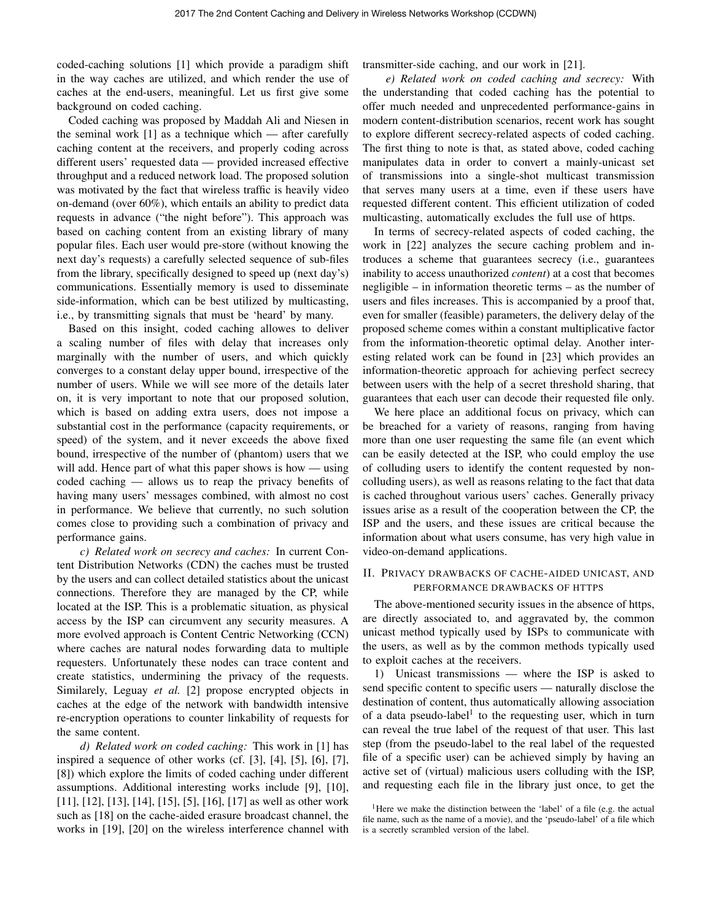coded-caching solutions [1] which provide a paradigm shift in the way caches are utilized, and which render the use of caches at the end-users, meaningful. Let us first give some background on coded caching.

Coded caching was proposed by Maddah Ali and Niesen in the seminal work [1] as a technique which — after carefully caching content at the receivers, and properly coding across different users' requested data — provided increased effective throughput and a reduced network load. The proposed solution was motivated by the fact that wireless traffic is heavily video on-demand (over 60%), which entails an ability to predict data requests in advance ("the night before"). This approach was based on caching content from an existing library of many popular files. Each user would pre-store (without knowing the next day's requests) a carefully selected sequence of sub-files from the library, specifically designed to speed up (next day's) communications. Essentially memory is used to disseminate side-information, which can be best utilized by multicasting, i.e., by transmitting signals that must be 'heard' by many.

Based on this insight, coded caching allowes to deliver a scaling number of files with delay that increases only marginally with the number of users, and which quickly converges to a constant delay upper bound, irrespective of the number of users. While we will see more of the details later on, it is very important to note that our proposed solution, which is based on adding extra users, does not impose a substantial cost in the performance (capacity requirements, or speed) of the system, and it never exceeds the above fixed bound, irrespective of the number of (phantom) users that we will add. Hence part of what this paper shows is how — using coded caching — allows us to reap the privacy benefits of having many users' messages combined, with almost no cost in performance. We believe that currently, no such solution comes close to providing such a combination of privacy and performance gains.

*c) Related work on secrecy and caches:* In current Content Distribution Networks (CDN) the caches must be trusted by the users and can collect detailed statistics about the unicast connections. Therefore they are managed by the CP, while located at the ISP. This is a problematic situation, as physical access by the ISP can circumvent any security measures. A more evolved approach is Content Centric Networking (CCN) where caches are natural nodes forwarding data to multiple requesters. Unfortunately these nodes can trace content and create statistics, undermining the privacy of the requests. Similarely, Leguay *et al.* [2] propose encrypted objects in caches at the edge of the network with bandwidth intensive re-encryption operations to counter linkability of requests for the same content.

*d) Related work on coded caching:* This work in [1] has inspired a sequence of other works (cf. [3], [4], [5], [6], [7], [8]) which explore the limits of coded caching under different assumptions. Additional interesting works include [9], [10], [11], [12], [13], [14], [15], [5], [16], [17] as well as other work such as [18] on the cache-aided erasure broadcast channel, the works in [19], [20] on the wireless interference channel with transmitter-side caching, and our work in [21].

*e) Related work on coded caching and secrecy:* With the understanding that coded caching has the potential to offer much needed and unprecedented performance-gains in modern content-distribution scenarios, recent work has sought to explore different secrecy-related aspects of coded caching. The first thing to note is that, as stated above, coded caching manipulates data in order to convert a mainly-unicast set of transmissions into a single-shot multicast transmission that serves many users at a time, even if these users have requested different content. This efficient utilization of coded multicasting, automatically excludes the full use of https.

In terms of secrecy-related aspects of coded caching, the work in [22] analyzes the secure caching problem and introduces a scheme that guarantees secrecy (i.e., guarantees inability to access unauthorized *content*) at a cost that becomes negligible – in information theoretic terms – as the number of users and files increases. This is accompanied by a proof that, even for smaller (feasible) parameters, the delivery delay of the proposed scheme comes within a constant multiplicative factor from the information-theoretic optimal delay. Another interesting related work can be found in [23] which provides an information-theoretic approach for achieving perfect secrecy between users with the help of a secret threshold sharing, that guarantees that each user can decode their requested file only.

We here place an additional focus on privacy, which can be breached for a variety of reasons, ranging from having more than one user requesting the same file (an event which can be easily detected at the ISP, who could employ the use of colluding users to identify the content requested by non-colluding users), as well as reasons relating to the fact that data is cached throughout various users' caches. Generally privacy issues arise as a result of the cooperation between the CP, the ISP and the users, and these issues are critical because the information about what users consume, has very high value in video-on-demand applications.

## II. Privacy drawbacks of cache-aided unicast, and performance drawbacks of https

The above-mentioned security issues in the absence of https, are directly associated to, and aggravated by, the common unicast method typically used by ISPs to communicate with the users, as well as by the common methods typically used to exploit caches at the receivers.

1) Unicast transmissions — where the ISP is asked to send specific content to specific users — naturally disclose the destination of content, thus automatically allowing association of a data pseudo-label[1] to the requesting user, which in turn can reveal the true label of the request of that user. This last step (from the pseudo-label to the real label of the requested file of a specific user) can be achieved simply by having an active set of (virtual) malicious users colluding with the ISP, and requesting each file in the library just once, to get the

[1]Here we make the distinction between the 'label' of a file (e.g. the actual file name, such as the name of a movie), and the 'pseudo-label' of a file which is a secretly scrambled version of the label.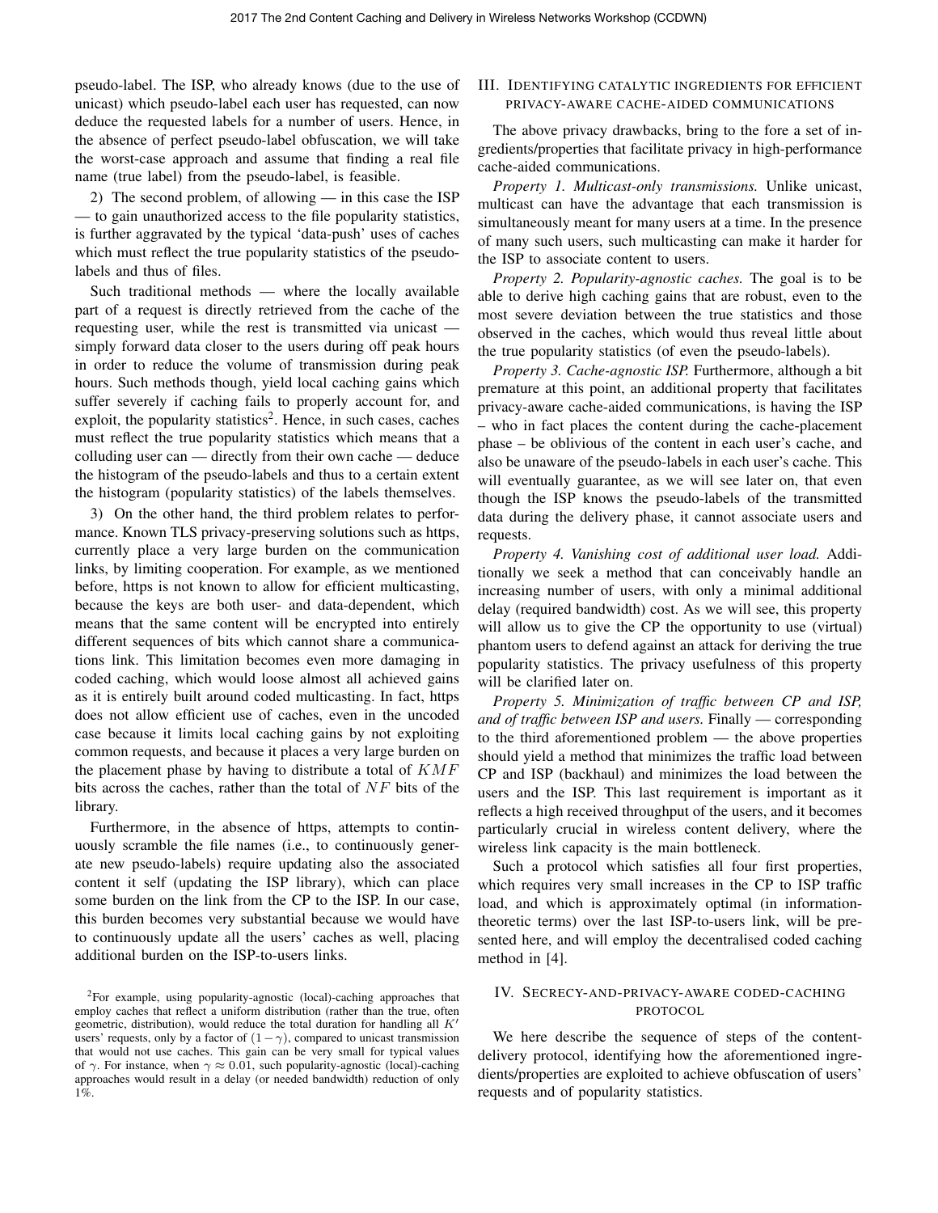pseudo-label. The ISP, who already knows (due to the use of unicast) which pseudo-label each user has requested, can now deduce the requested labels for a number of users. Hence, in the absence of perfect pseudo-label obfuscation, we will take the worst-case approach and assume that finding a real file name (true label) from the pseudo-label, is feasible.

2) The second problem, of allowing — in this case the ISP — to gain unauthorized access to the file popularity statistics, is further aggravated by the typical 'data-push' uses of caches which must reflect the true popularity statistics of the pseudo-labels and thus of files.

Such traditional methods — where the locally available part of a request is directly retrieved from the cache of the requesting user, while the rest is transmitted via unicast — simply forward data closer to the users during off peak hours in order to reduce the volume of transmission during peak hours. Such methods though, yield local caching gains which suffer severely if caching fails to properly account for, and exploit, the popularity statistics[2]. Hence, in such cases, caches must reflect the true popularity statistics which means that a colluding user can — directly from their own cache — deduce the histogram of the pseudo-labels and thus to a certain extent the histogram (popularity statistics) of the labels themselves.

3) On the other hand, the third problem relates to performance. Known TLS privacy-preserving solutions such as https, currently place a very large burden on the communication links, by limiting cooperation. For example, as we mentioned before, https is not known to allow for efficient multicasting, because the keys are both user- and data-dependent, which means that the same content will be encrypted into entirely different sequences of bits which cannot share a communications link. This limitation becomes even more damaging in coded caching, which would loose almost all achieved gains as it is entirely built around coded multicasting. In fact, https does not allow efficient use of caches, even in the uncoded case because it limits local caching gains by not exploiting common requests, and because it places a very large burden on the placement phase by having to distribute a total of $KMF$ bits across the caches, rather than the total of $NF$ bits of the library.

Furthermore, in the absence of https, attempts to continuously scramble the file names (i.e., to continuously generate new pseudo-labels) require updating also the associated content it self (updating the ISP library), which can place some burden on the link from the CP to the ISP. In our case, this burden becomes very substantial because we would have to continuously update all the users' caches as well, placing additional burden on the ISP-to-users links.

[2]For example, using popularity-agnostic (local)-caching approaches that employ caches that reflect a uniform distribution (rather than the true, often geometric, distribution), would reduce the total duration for handling all $K'$ users' requests, only by a factor of $(1-\gamma)$, compared to unicast transmission that would not use caches. This gain can be very small for typical values of $\gamma$. For instance, when $\gamma \approx 0.01$, such popularity-agnostic (local)-caching approaches would result in a delay (or needed bandwidth) reduction of only 1%.

## III. Identifying catalytic ingredients for efficient privacy-aware cache-aided communications

The above privacy drawbacks, bring to the fore a set of ingredients/properties that facilitate privacy in high-performance cache-aided communications.

*Property 1. Multicast-only transmissions.* Unlike unicast, multicast can have the advantage that each transmission is simultaneously meant for many users at a time. In the presence of many such users, such multicasting can make it harder for the ISP to associate content to users.

*Property 2. Popularity-agnostic caches.* The goal is to be able to derive high caching gains that are robust, even to the most severe deviation between the true statistics and those observed in the caches, which would thus reveal little about the true popularity statistics (of even the pseudo-labels).

*Property 3. Cache-agnostic ISP.* Furthermore, although a bit premature at this point, an additional property that facilitates privacy-aware cache-aided communications, is having the ISP – who in fact places the content during the cache-placement phase – be oblivious of the content in each user's cache, and also be unaware of the pseudo-labels in each user's cache. This will eventually guarantee, as we will see later on, that even though the ISP knows the pseudo-labels of the transmitted data during the delivery phase, it cannot associate users and requests.

*Property 4. Vanishing cost of additional user load.* Additionally we seek a method that can conceivably handle an increasing number of users, with only a minimal additional delay (required bandwidth) cost. As we will see, this property will allow us to give the CP the opportunity to use (virtual) phantom users to defend against an attack for deriving the true popularity statistics. The privacy usefulness of this property will be clarified later on.

*Property 5. Minimization of traffic between CP and ISP, and of traffic between ISP and users.* Finally — corresponding to the third aforementioned problem — the above properties should yield a method that minimizes the traffic load between CP and ISP (backhaul) and minimizes the load between the users and the ISP. This last requirement is important as it reflects a high received throughput of the users, and it becomes particularly crucial in wireless content delivery, where the wireless link capacity is the main bottleneck.

Such a protocol which satisfies all four first properties, which requires very small increases in the CP to ISP traffic load, and which is approximately optimal (in information-theoretic terms) over the last ISP-to-users link, will be presented here, and will employ the decentralised coded caching method in [4].

## IV. Secrecy-and-privacy-aware coded-caching protocol

We here describe the sequence of steps of the content-delivery protocol, identifying how the aforementioned ingredients/properties are exploited to achieve obfuscation of users' requests and of popularity statistics.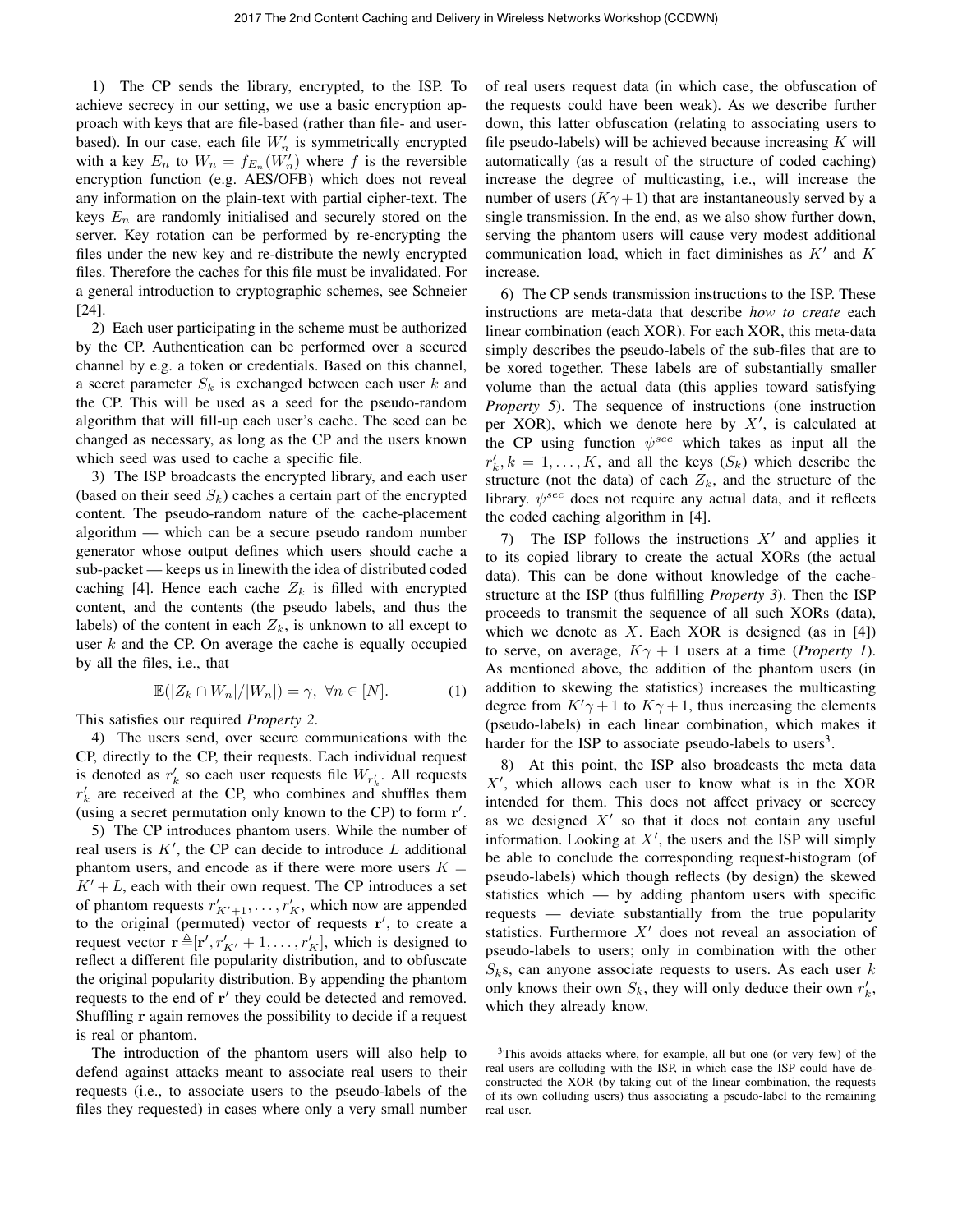1) The CP sends the library, encrypted, to the ISP. To achieve secrecy in our setting, we use a basic encryption approach with keys that are file-based (rather than file- and user-based). In our case, each file $W'_n$ is symmetrically encrypted with a key $E_n$ to $W_n = f_{E_n}(W'_n)$ where $f$ is the reversible encryption function (e.g. AES/OFB) which does not reveal any information on the plain-text with partial cipher-text. The keys $E_n$ are randomly initialised and securely stored on the server. Key rotation can be performed by re-encrypting the files under the new key and re-distribute the newly encrypted files. Therefore the caches for this file must be invalidated. For a general introduction to cryptographic schemes, see Schneier [24].

2) Each user participating in the scheme must be authorized by the CP. Authentication can be performed over a secured channel by e.g. a token or credentials. Based on this channel, a secret parameter $S_k$ is exchanged between each user $k$ and the CP. This will be used as a seed for the pseudo-random algorithm that will fill-up each user's cache. The seed can be changed as necessary, as long as the CP and the users known which seed was used to cache a specific file.

3) The ISP broadcasts the encrypted library, and each user (based on their seed $S_k$) caches a certain part of the encrypted content. The pseudo-random nature of the cache-placement algorithm — which can be a secure pseudo random number generator whose output defines which users should cache a sub-packet — keeps us in linewith the idea of distributed coded caching [4]. Hence each cache $Z_k$ is filled with encrypted content, and the contents (the pseudo labels, and thus the labels) of the content in each $Z_k$, is unknown to all except to user $k$ and the CP. On average the cache is equally occupied by all the files, i.e., that

$$\mathbb{E}(|Z_k \cap W_n|/|W_n|) = \gamma, \ \forall n \in [N]. \quad (1)$$

This satisfies our required *Property 2*.

4) The users send, over secure communications with the CP, directly to the CP, their requests. Each individual request is denoted as $r'_k$ so each user requests file $W_{r'_k}$. All requests $r'_k$ are received at the CP, who combines and shuffles them (using a secret permutation only known to the CP) to form $\mathbf{r}'$.

5) The CP introduces phantom users. While the number of real users is $K'$, the CP can decide to introduce $L$ additional phantom users, and encode as if there were more users $K = K' + L$, each with their own request. The CP introduces a set of phantom requests $r'_{K'+1}, \ldots, r'_K$, which now are appended to the original (permuted) vector of requests $\mathbf{r}'$, to create a request vector $\mathbf{r} \triangleq [\mathbf{r}', r'_{K'} + 1, \ldots, r'_K]$, which is designed to reflect a different file popularity distribution, and to obfuscate the original popularity distribution. By appending the phantom requests to the end of $\mathbf{r}'$ they could be detected and removed. Shuffling $\mathbf{r}$ again removes the possibility to decide if a request is real or phantom.

The introduction of the phantom users will also help to defend against attacks meant to associate real users to their requests (i.e., to associate users to the pseudo-labels of the files they requested) in cases where only a very small number of real users request data (in which case, the obfuscation of the requests could have been weak). As we describe further down, this latter obfuscation (relating to associating users to file pseudo-labels) will be achieved because increasing $K$ will automatically (as a result of the structure of coded caching) increase the degree of multicasting, i.e., will increase the number of users ($K\gamma + 1$) that are instantaneously served by a single transmission. In the end, as we also show further down, serving the phantom users will cause very modest additional communication load, which in fact diminishes as $K'$ and $K$ increase.

6) The CP sends transmission instructions to the ISP. These instructions are meta-data that describe *how to create* each linear combination (each XOR). For each XOR, this meta-data simply describes the pseudo-labels of the sub-files that are to be xored together. These labels are of substantially smaller volume than the actual data (this applies toward satisfying *Property 5*). The sequence of instructions (one instruction per XOR), which we denote here by $X'$, is calculated at the CP using function $\psi^{sec}$ which takes as input all the $r'_k, k = 1, \ldots, K$, and all the keys ($S_k$) which describe the structure (not the data) of each $Z_k$, and the structure of the library. $\psi^{sec}$ does not require any actual data, and it reflects the coded caching algorithm in [4].

7) The ISP follows the instructions $X'$ and applies it to its copied library to create the actual XORs (the actual data). This can be done without knowledge of the cache-structure at the ISP (thus fulfilling *Property 3*). Then the ISP proceeds to transmit the sequence of all such XORs (data), which we denote as $X$. Each XOR is designed (as in [4]) to serve, on average, $K\gamma + 1$ users at a time (*Property 1*). As mentioned above, the addition of the phantom users (in addition to skewing the statistics) increases the multicasting degree from $K'\gamma + 1$ to $K\gamma + 1$, thus increasing the elements (pseudo-labels) in each linear combination, which makes it harder for the ISP to associate pseudo-labels to users[3].

8) At this point, the ISP also broadcasts the meta data $X'$, which allows each user to know what is in the XOR intended for them. This does not affect privacy or secrecy as we designed $X'$ so that it does not contain any useful information. Looking at $X'$, the users and the ISP will simply be able to conclude the corresponding request-histogram (of pseudo-labels) which though reflects (by design) the skewed statistics which — by adding phantom users with specific requests — deviate substantially from the true popularity statistics. Furthermore $X'$ does not reveal an association of pseudo-labels to users; only in combination with the other $S_k$s, can anyone associate requests to users. As each user $k$ only knows their own $S_k$, they will only deduce their own $r'_k$, which they already know.

[3] This avoids attacks where, for example, all but one (or very few) of the real users are colluding with the ISP, in which case the ISP could have deconstructed the XOR (by taking out of the linear combination, the requests of its own colluding users) thus associating a pseudo-label to the remaining real user.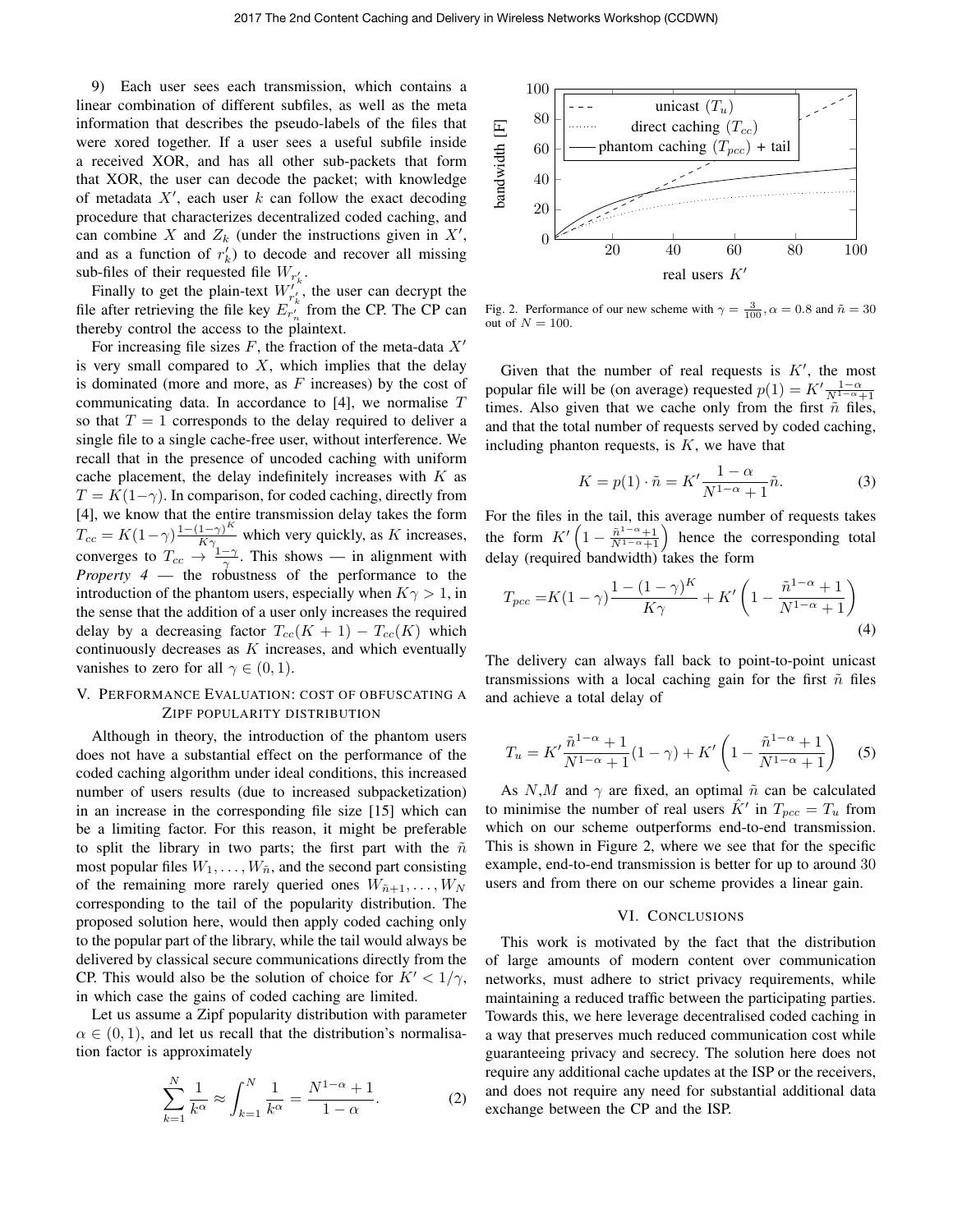9) Each user sees each transmission, which contains a linear combination of different subfiles, as well as the meta information that describes the pseudo-labels of the files that were xored together. If a user sees a useful subfile inside a received XOR, and has all other sub-packets that form that XOR, the user can decode the packet; with knowledge of metadata $X'$, each user $k$ can follow the exact decoding procedure that characterizes decentralized coded caching, and can combine $X$ and $Z_k$ (under the instructions given in $X'$, and as a function of $r'_k$) to decode and recover all missing sub-files of their requested file $W_{r'_k}$.

Finally to get the plain-text $W'_{r'_k}$, the user can decrypt the file after retrieving the file key $E_{r'_n}$ from the CP. The CP can thereby control the access to the plaintext.

For increasing file sizes $F$, the fraction of the meta-data $X'$ is very small compared to $X$, which implies that the delay is dominated (more and more, as $F$ increases) by the cost of communicating data. In accordance to [4], we normalise $T$ so that $T = 1$ corresponds to the delay required to deliver a single file to a single cache-free user, without interference. We recall that in the presence of uncoded caching with uniform cache placement, the delay indefinitely increases with $K$ as $T = K(1-\gamma)$. In comparison, for coded caching, directly from [4], we know that the entire transmission delay takes the form $T_{cc} = K(1-\gamma)\frac{1-(1-\gamma)^K}{K\gamma}$ which very quickly, as $K$ increases, converges to $T_{cc} \rightarrow \frac{1-\gamma}{\gamma}$. This shows — in alignment with *Property 4* — the robustness of the performance to the introduction of the phantom users, especially when $K\gamma > 1$, in the sense that the addition of a user only increases the required delay by a decreasing factor $T_{cc}(K+1) - T_{cc}(K)$ which continuously decreases as $K$ increases, and which eventually vanishes to zero for all $\gamma \in (0, 1)$.

## V. Performance Evaluation: Cost of Obfuscating a Zipf Popularity Distribution

Although in theory, the introduction of the phantom users does not have a substantial effect on the performance of the coded caching algorithm under ideal conditions, this increased number of users results (due to increased subpacketization) in an increase in the corresponding file size [15] which can be a limiting factor. For this reason, it might be preferable to split the library in two parts; the first part with the $\tilde{n}$ most popular files $W_1, \ldots, W_{\tilde{n}}$, and the second part consisting of the remaining more rarely queried ones $W_{\tilde{n}+1}, \ldots, W_N$ corresponding to the tail of the popularity distribution. The proposed solution here, would then apply coded caching only to the popular part of the library, while the tail would always be delivered by classical secure communications directly from the CP. This would also be the solution of choice for $K' < 1/\gamma$, in which case the gains of coded caching are limited.

Let us assume a Zipf popularity distribution with parameter $\alpha \in (0, 1)$, and let us recall that the distribution's normalisation factor is approximately

$$\sum_{k=1}^{N} \frac{1}{k^\alpha} \approx \int_{k=1}^{N} \frac{1}{k^\alpha} = \frac{N^{1-\alpha}+1}{1-\alpha}. \tag{2}$$

Fig. 2. Performance of our new scheme with $\gamma = \frac{3}{100}, \alpha = 0.8$ and $\tilde{n} = 30$ out of $N = 100$.

Given that the number of real requests is $K'$, the most popular file will be (on average) requested $p(1) = K'\frac{1-\alpha}{N^{1-\alpha}+1}$ times. Also given that we cache only from the first $\tilde{n}$ files, and that the total number of requests served by coded caching, including phanton requests, is $K$, we have that

$$K = p(1) \cdot \tilde{n} = K'\frac{1-\alpha}{N^{1-\alpha}+1}\tilde{n}. \tag{3}$$

For the files in the tail, this average number of requests takes the form $K'\left(1 - \frac{\tilde{n}^{1-\alpha}+1}{N^{1-\alpha}+1}\right)$ hence the corresponding total delay (required bandwidth) takes the form

$$T_{pcc} = K(1-\gamma)\frac{1-(1-\gamma)^K}{K\gamma} + K'\left(1 - \frac{\tilde{n}^{1-\alpha}+1}{N^{1-\alpha}+1}\right) \tag{4}$$

The delivery can always fall back to point-to-point unicast transmissions with a local caching gain for the first $\tilde{n}$ files and achieve a total delay of

$$T_u = K'\frac{\tilde{n}^{1-\alpha}+1}{N^{1-\alpha}+1}(1-\gamma) + K'\left(1 - \frac{\tilde{n}^{1-\alpha}+1}{N^{1-\alpha}+1}\right) \tag{5}$$

As $N$,$M$ and $\gamma$ are fixed, an optimal $\tilde{n}$ can be calculated to minimise the number of real users $\hat{K}'$ in $T_{pcc} = T_u$ from which on our scheme outperforms end-to-end transmission. This is shown in Figure 2, where we see that for the specific example, end-to-end transmission is better for up to around 30 users and from there on our scheme provides a linear gain.

## VI. Conclusions

This work is motivated by the fact that the distribution of large amounts of modern content over communication networks, must adhere to strict privacy requirements, while maintaining a reduced traffic between the participating parties. Towards this, we here leverage decentralised coded caching in a way that preserves much reduced communication cost while guaranteeing privacy and secrecy. The solution here does not require any additional cache updates at the ISP or the receivers, and does not require any need for substantial additional data exchange between the CP and the ISP.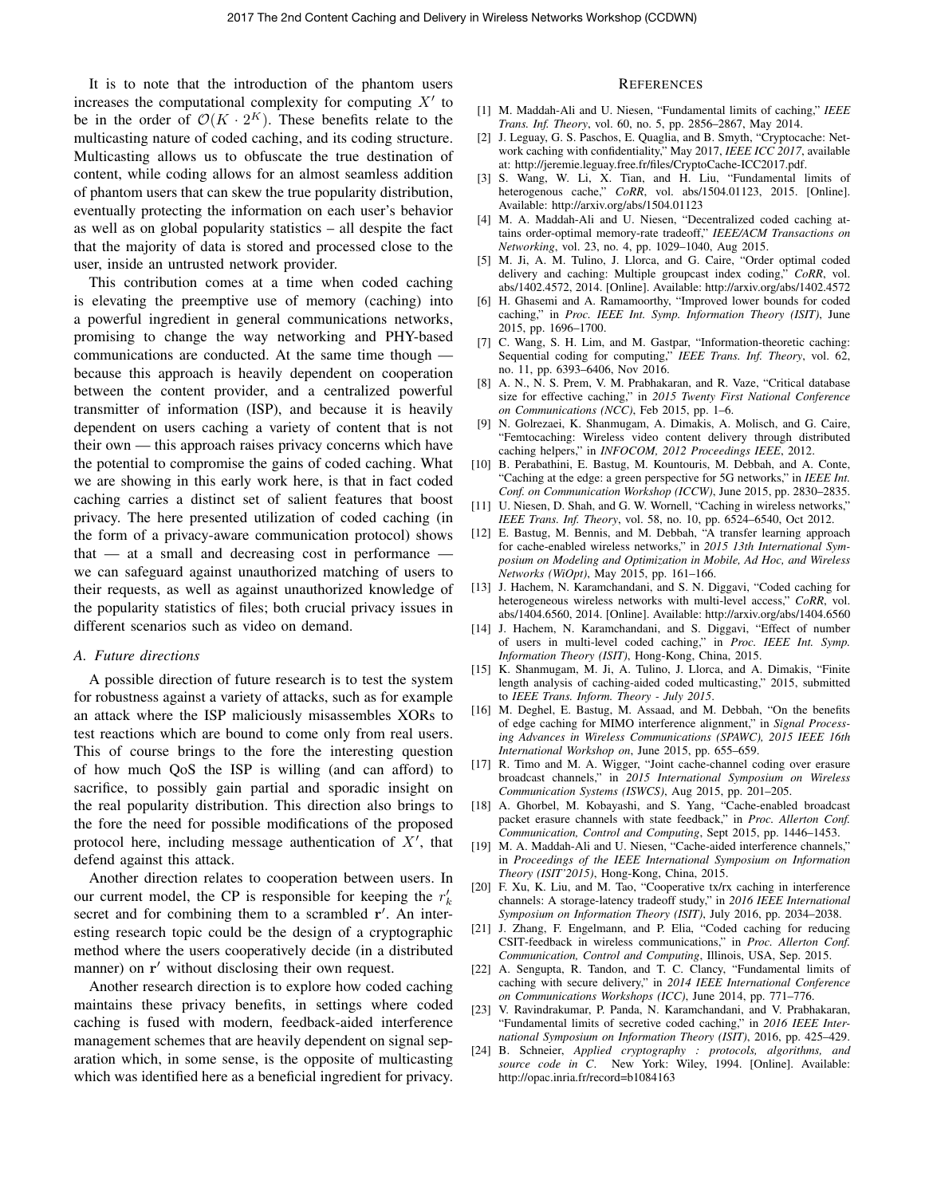It is to note that the introduction of the phantom users increases the computational complexity for computing $X'$ to be in the order of $\mathcal{O}(K \cdot 2^K)$. These benefits relate to the multicasting nature of coded caching, and its coding structure. Multicasting allows us to obfuscate the true destination of content, while coding allows for an almost seamless addition of phantom users that can skew the true popularity distribution, eventually protecting the information on each user's behavior as well as on global popularity statistics – all despite the fact that the majority of data is stored and processed close to the user, inside an untrusted network provider.

This contribution comes at a time when coded caching is elevating the preemptive use of memory (caching) into a powerful ingredient in general communications networks, promising to change the way networking and PHY-based communications are conducted. At the same time though — because this approach is heavily dependent on cooperation between the content provider, and a centralized powerful transmitter of information (ISP), and because it is heavily dependent on users caching a variety of content that is not their own — this approach raises privacy concerns which have the potential to compromise the gains of coded caching. What we are showing in this early work here, is that in fact coded caching carries a distinct set of salient features that boost privacy. The here presented utilization of coded caching (in the form of a privacy-aware communication protocol) shows that — at a small and decreasing cost in performance — we can safeguard against unauthorized matching of users to their requests, as well as against unauthorized knowledge of the popularity statistics of files; both crucial privacy issues in different scenarios such as video on demand.

### A. Future directions

A possible direction of future research is to test the system for robustness against a variety of attacks, such as for example an attack where the ISP maliciously misassembles XORs to test reactions which are bound to come only from real users. This of course brings to the fore the interesting question of how much QoS the ISP is willing (and can afford) to sacrifice, to possibly gain partial and sporadic insight on the real popularity distribution. This direction also brings to the fore the need for possible modifications of the proposed protocol here, including message authentication of $X'$, that defend against this attack.

Another direction relates to cooperation between users. In our current model, the CP is responsible for keeping the $r'_k$ secret and for combining them to a scrambled $\mathbf{r}'$. An interesting research topic could be the design of a cryptographic method where the users cooperatively decide (in a distributed manner) on $\mathbf{r}'$ without disclosing their own request.

Another research direction is to explore how coded caching maintains these privacy benefits, in settings where coded caching is fused with modern, feedback-aided interference management schemes that are heavily dependent on signal separation which, in some sense, is the opposite of multicasting which was identified here as a beneficial ingredient for privacy.

## References

[1] M. Maddah-Ali and U. Niesen, "Fundamental limits of caching," *IEEE Trans. Inf. Theory*, vol. 60, no. 5, pp. 2856–2867, May 2014.

[2] J. Leguay, G. S. Paschos, E. Quaglia, and B. Smyth, "Cryptocache: Network caching with confidentiality," May 2017, *IEEE ICC 2017*, available at: http://jeremie.leguay.free.fr/files/CryptoCache-ICC2017.pdf.

[3] S. Wang, W. Li, X. Tian, and H. Liu, "Fundamental limits of heterogenous cache," *CoRR*, vol. abs/1504.01123, 2015. [Online]. Available: http://arxiv.org/abs/1504.01123

[4] M. A. Maddah-Ali and U. Niesen, "Decentralized coded caching attains order-optimal memory-rate tradeoff," *IEEE/ACM Transactions on Networking*, vol. 23, no. 4, pp. 1029–1040, Aug 2015.

[5] M. Ji, A. M. Tulino, J. Llorca, and G. Caire, "Order optimal coded delivery and caching: Multiple groupcast index coding," *CoRR*, vol. abs/1402.4572, 2014. [Online]. Available: http://arxiv.org/abs/1402.4572

[6] H. Ghasemi and A. Ramamoorthy, "Improved lower bounds for coded caching," in *Proc. IEEE Int. Symp. Information Theory (ISIT)*, June 2015, pp. 1696–1700.

[7] C. Wang, S. H. Lim, and M. Gastpar, "Information-theoretic caching: Sequential coding for computing," *IEEE Trans. Inf. Theory*, vol. 62, no. 11, pp. 6393–6406, Nov 2016.

[8] A. N., N. S. Prem, V. M. Prabhakaran, and R. Vaze, "Critical database size for effective caching," in *2015 Twenty First National Conference on Communications (NCC)*, Feb 2015, pp. 1–6.

[9] N. Golrezaei, K. Shanmugam, A. Dimakis, A. Molisch, and G. Caire, "Femtocaching: Wireless video content delivery through distributed caching helpers," in *INFOCOM, 2012 Proceedings IEEE*, 2012.

[10] B. Perabathini, E. Bastug, M. Kountouris, M. Debbah, and A. Conte, "Caching at the edge: a green perspective for 5G networks," in *IEEE Int. Conf. on Communication Workshop (ICCW)*, June 2015, pp. 2830–2835.

[11] U. Niesen, D. Shah, and G. W. Wornell, "Caching in wireless networks," *IEEE Trans. Inf. Theory*, vol. 58, no. 10, pp. 6524–6540, Oct 2012.

[12] E. Bastug, M. Bennis, and M. Debbah, "A transfer learning approach for cache-enabled wireless networks," in *2015 13th International Symposium on Modeling and Optimization in Mobile, Ad Hoc, and Wireless Networks (WiOpt)*, May 2015, pp. 161–166.

[13] J. Hachem, N. Karamchandani, and S. N. Diggavi, "Coded caching for heterogeneous wireless networks with multi-level access," *CoRR*, vol. abs/1404.6560, 2014. [Online]. Available: http://arxiv.org/abs/1404.6560

[14] J. Hachem, N. Karamchandani, and S. Diggavi, "Effect of number of users in multi-level coded caching," in *Proc. IEEE Int. Symp. Information Theory (ISIT)*, Hong-Kong, China, 2015.

[15] K. Shanmugam, M. Ji, A. Tulino, J. Llorca, and A. Dimakis, "Finite length analysis of caching-aided coded multicasting," 2015, submitted to *IEEE Trans. Inform. Theory - July 2015*.

[16] M. Deghel, E. Bastug, M. Assaad, and M. Debbah, "On the benefits of edge caching for MIMO interference alignment," in *Signal Processing Advances in Wireless Communications (SPAWC), 2015 IEEE 16th International Workshop on*, June 2015, pp. 655–659.

[17] R. Timo and M. A. Wigger, "Joint cache-channel coding over erasure broadcast channels," in *2015 International Symposium on Wireless Communication Systems (ISWCS)*, Aug 2015, pp. 201–205.

[18] A. Ghorbel, M. Kobayashi, and S. Yang, "Cache-enabled broadcast packet erasure channels with state feedback," in *Proc. Allerton Conf. Communication, Control and Computing*, Sept 2015, pp. 1446–1453.

[19] M. A. Maddah-Ali and U. Niesen, "Cache-aided interference channels," in *Proceedings of the IEEE International Symposium on Information Theory (ISIT'2015)*, Hong-Kong, China, 2015.

[20] F. Xu, K. Liu, and M. Tao, "Cooperative tx/rx caching in interference channels: A storage-latency tradeoff study," in *2016 IEEE International Symposium on Information Theory (ISIT)*, July 2016, pp. 2034–2038.

[21] J. Zhang, F. Engelmann, and P. Elia, "Coded caching for reducing CSIT-feedback in wireless communications," in *Proc. Allerton Conf. Communication, Control and Computing*, Illinois, USA, Sep. 2015.

[22] A. Sengupta, R. Tandon, and T. C. Clancy, "Fundamental limits of caching with secure delivery," in *2014 IEEE International Conference on Communications Workshops (ICC)*, June 2014, pp. 771–776.

[23] V. Ravindrakumar, P. Panda, N. Karamchandani, and V. Prabhakaran, "Fundamental limits of secretive coded caching," in *2016 IEEE International Symposium on Information Theory (ISIT)*, 2016, pp. 425–429.

[24] B. Schneier, *Applied cryptography : protocols, algorithms, and source code in C*. New York: Wiley, 1994. [Online]. Available: http://opac.inria.fr/record=b1084163